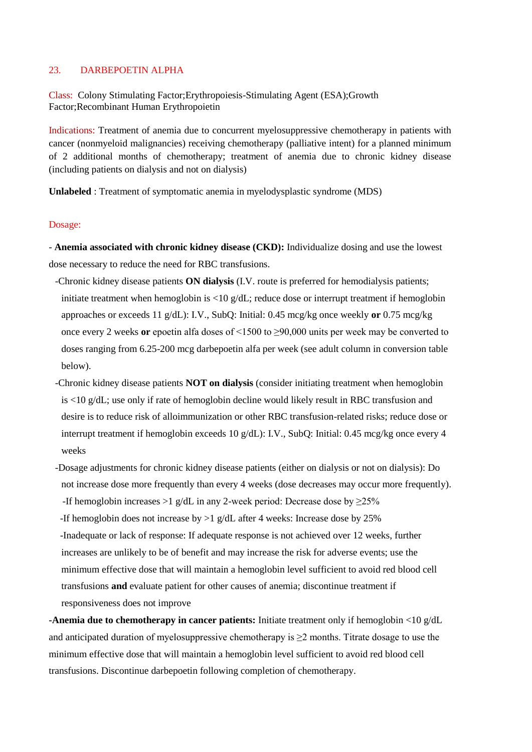## 23. DARBEPOETIN ALPHA

Class: Colony Stimulating Factor;Erythropoiesis-Stimulating Agent (ESA);Growth Factor;Recombinant Human Erythropoietin

Indications: Treatment of anemia due to concurrent myelosuppressive chemotherapy in patients with cancer (nonmyeloid malignancies) receiving chemotherapy (palliative intent) for a planned minimum of 2 additional months of chemotherapy; treatment of anemia due to chronic kidney disease (including patients on dialysis and not on dialysis)

**Unlabeled** : Treatment of symptomatic anemia in myelodysplastic syndrome (MDS)

Dosage:

- **Anemia associated with chronic kidney disease (CKD):** Individualize dosing and use the lowest dose necessary to reduce the need for RBC transfusions.
  - -Chronic kidney disease patients **ON dialysis** (I.V. route is preferred for hemodialysis patients; initiate treatment when hemoglobin is <10 g/dL; reduce dose or interrupt treatment if hemoglobin approaches or exceeds 11 g/dL): I.V., SubQ: Initial: 0.45 mcg/kg once weekly **or** 0.75 mcg/kg once every 2 weeks **or** epoetin alfa doses of <1500 to ≥90,000 units per week may be converted to doses ranging from 6.25-200 mcg darbepoetin alfa per week (see adult column in conversion table below).
  - -Chronic kidney disease patients **NOT on dialysis** (consider initiating treatment when hemoglobin is <10 g/dL; use only if rate of hemoglobin decline would likely result in RBC transfusion and desire is to reduce risk of alloimmunization or other RBC transfusion-related risks; reduce dose or interrupt treatment if hemoglobin exceeds 10 g/dL): I.V., SubQ: Initial: 0.45 mcg/kg once every 4 weeks
  - -Dosage adjustments for chronic kidney disease patients (either on dialysis or not on dialysis): Do not increase dose more frequently than every 4 weeks (dose decreases may occur more frequently).
    - -If hemoglobin increases >1 g/dL in any 2-week period: Decrease dose by ≥25%
    - -If hemoglobin does not increase by >1 g/dL after 4 weeks: Increase dose by 25%
    - -Inadequate or lack of response: If adequate response is not achieved over 12 weeks, further increases are unlikely to be of benefit and may increase the risk for adverse events; use the minimum effective dose that will maintain a hemoglobin level sufficient to avoid red blood cell transfusions **and** evaluate patient for other causes of anemia; discontinue treatment if responsiveness does not improve

**-Anemia due to chemotherapy in cancer patients:** Initiate treatment only if hemoglobin <10 g/dL and anticipated duration of myelosuppressive chemotherapy is ≥2 months. Titrate dosage to use the minimum effective dose that will maintain a hemoglobin level sufficient to avoid red blood cell transfusions. Discontinue darbepoetin following completion of chemotherapy.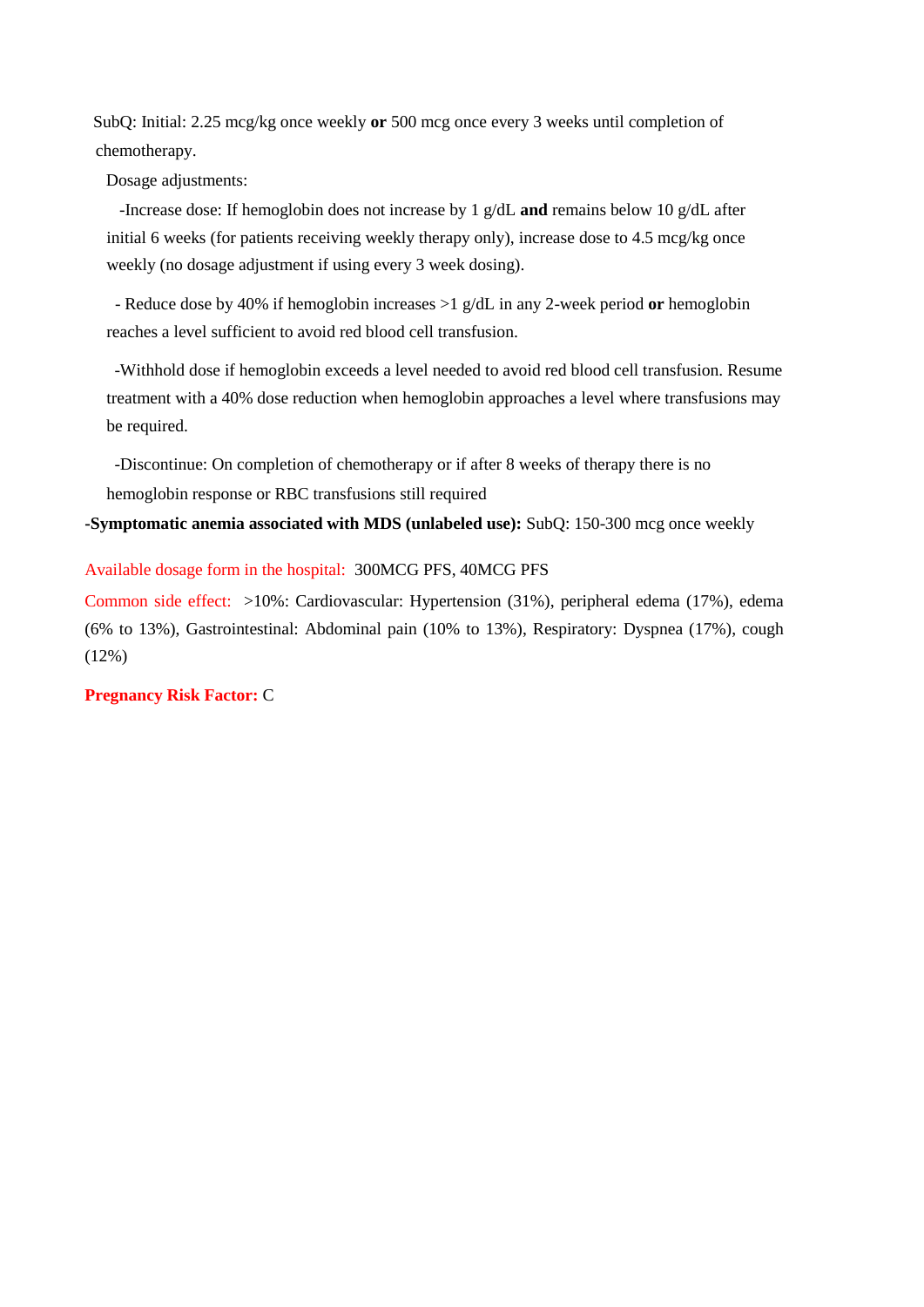SubQ: Initial: 2.25 mcg/kg once weekly **or** 500 mcg once every 3 weeks until completion of chemotherapy.

Dosage adjustments:

-Increase dose: If hemoglobin does not increase by 1 g/dL **and** remains below 10 g/dL after initial 6 weeks (for patients receiving weekly therapy only), increase dose to 4.5 mcg/kg once weekly (no dosage adjustment if using every 3 week dosing).

- Reduce dose by 40% if hemoglobin increases >1 g/dL in any 2-week period **or** hemoglobin reaches a level sufficient to avoid red blood cell transfusion.

-Withhold dose if hemoglobin exceeds a level needed to avoid red blood cell transfusion. Resume treatment with a 40% dose reduction when hemoglobin approaches a level where transfusions may be required.

-Discontinue: On completion of chemotherapy or if after 8 weeks of therapy there is no hemoglobin response or RBC transfusions still required

**-Symptomatic anemia associated with MDS (unlabeled use):** SubQ: 150-300 mcg once weekly

Available dosage form in the hospital: 300MCG PFS, 40MCG PFS

Common side effect: >10%: Cardiovascular: Hypertension (31%), peripheral edema (17%), edema (6% to 13%), Gastrointestinal: Abdominal pain (10% to 13%), Respiratory: Dyspnea (17%), cough (12%)

**Pregnancy Risk Factor:** C